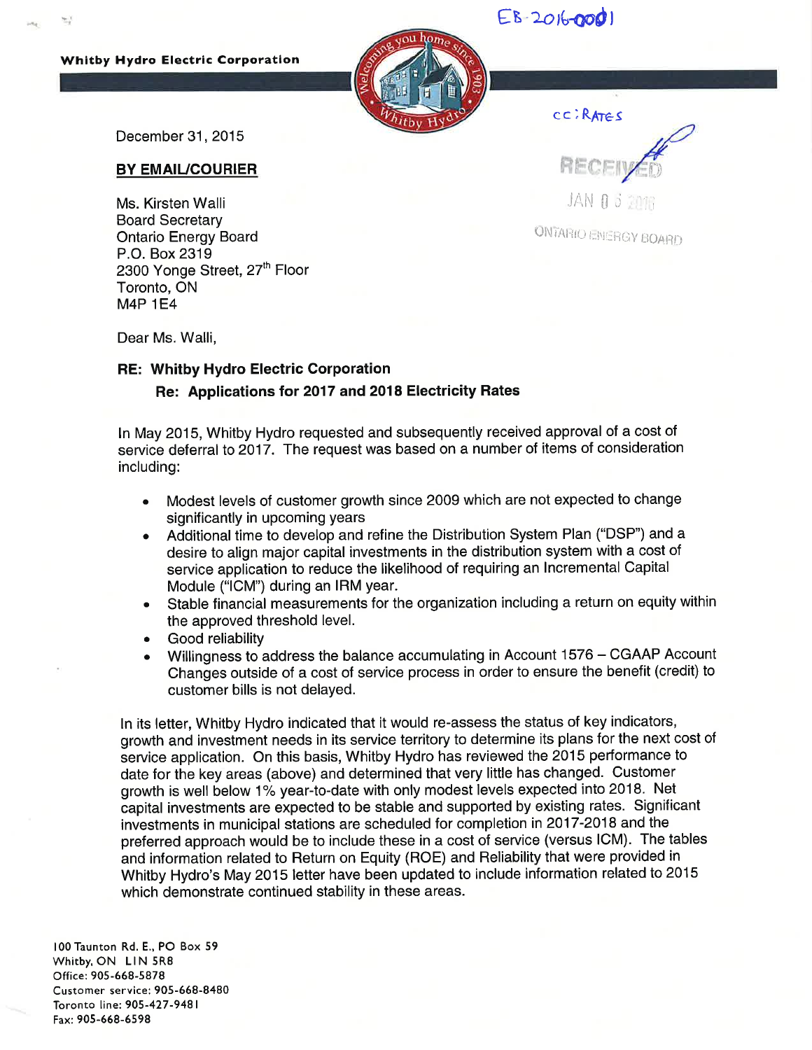EB-2016-0001

**Whitby Hydro Electric Corporation**

cc: RATES

RECEIVED

JAN 05 2016

ONTARIO ENERGY BOARD

December 31, 2015

**BY EMAIL/COURIER**

Ms. Kirsten Walli
Board Secretary
Ontario Energy Board
P.O. Box 2319
2300 Yonge Street, 27th Floor
Toronto, ON
M4P 1E4

Dear Ms. Walli,

**RE: Whitby Hydro Electric Corporation**
**Re: Applications for 2017 and 2018 Electricity Rates**

In May 2015, Whitby Hydro requested and subsequently received approval of a cost of service deferral to 2017. The request was based on a number of items of consideration including:

- Modest levels of customer growth since 2009 which are not expected to change significantly in upcoming years
- Additional time to develop and refine the Distribution System Plan ("DSP") and a desire to align major capital investments in the distribution system with a cost of service application to reduce the likelihood of requiring an Incremental Capital Module ("ICM") during an IRM year.
- Stable financial measurements for the organization including a return on equity within the approved threshold level.
- Good reliability
- Willingness to address the balance accumulating in Account 1576 – CGAAP Account Changes outside of a cost of service process in order to ensure the benefit (credit) to customer bills is not delayed.

In its letter, Whitby Hydro indicated that it would re-assess the status of key indicators, growth and investment needs in its service territory to determine its plans for the next cost of service application. On this basis, Whitby Hydro has reviewed the 2015 performance to date for the key areas (above) and determined that very little has changed. Customer growth is well below 1% year-to-date with only modest levels expected into 2018. Net capital investments are expected to be stable and supported by existing rates. Significant investments in municipal stations are scheduled for completion in 2017-2018 and the preferred approach would be to include these in a cost of service (versus ICM). The tables and information related to Return on Equity (ROE) and Reliability that were provided in Whitby Hydro's May 2015 letter have been updated to include information related to 2015 which demonstrate continued stability in these areas.

100 Taunton Rd. E., PO Box 59
Whitby, ON L1N 5R8
Office: 905-668-5878
Customer service: 905-668-8480
Toronto line: 905-427-9481
Fax: 905-668-6598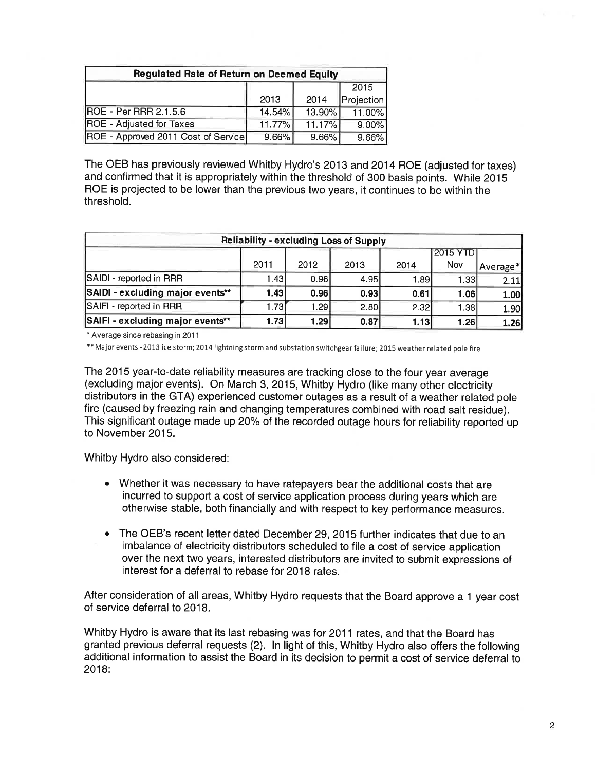| Regulated Rate of Return on Deemed Equity | | | |
|---|---|---|---|
| | 2013 | 2014 | 2015 Projection |
| ROE - Per RRR 2.1.5.6 | 14.54% | 13.90% | 11.00% |
| ROE - Adjusted for Taxes | 11.77% | 11.17% | 9.00% |
| ROE - Approved 2011 Cost of Service | 9.66% | 9.66% | 9.66% |

The OEB has previously reviewed Whitby Hydro's 2013 and 2014 ROE (adjusted for taxes) and confirmed that it is appropriately within the threshold of 300 basis points. While 2015 ROE is projected to be lower than the previous two years, it continues to be within the threshold.

| Reliability - excluding Loss of Supply | | | | | | |
|---|---|---|---|---|---|---|
| | 2011 | 2012 | 2013 | 2014 | 2015 YTD Nov | Average* |
| SAIDI - reported in RRR | 1.43 | 0.96 | 4.95 | 1.89 | 1.33 | 2.11 |
| **SAIDI - excluding major events**** | **1.43** | **0.96** | **0.93** | **0.61** | **1.06** | **1.00** |
| SAIFI - reported in RRR | 1.73 | 1.29 | 2.80 | 2.32 | 1.38 | 1.90 |
| **SAIFI - excluding major events**** | **1.73** | **1.29** | **0.87** | **1.13** | **1.26** | **1.26** |

* Average since rebasing in 2011

** Major events - 2013 ice storm; 2014 lightning storm and substation switchgear failure; 2015 weather related pole fire

The 2015 year-to-date reliability measures are tracking close to the four year average (excluding major events). On March 3, 2015, Whitby Hydro (like many other electricity distributors in the GTA) experienced customer outages as a result of a weather related pole fire (caused by freezing rain and changing temperatures combined with road salt residue). This significant outage made up 20% of the recorded outage hours for reliability reported up to November 2015.

Whitby Hydro also considered:

- Whether it was necessary to have ratepayers bear the additional costs that are incurred to support a cost of service application process during years which are otherwise stable, both financially and with respect to key performance measures.
- The OEB's recent letter dated December 29, 2015 further indicates that due to an imbalance of electricity distributors scheduled to file a cost of service application over the next two years, interested distributors are invited to submit expressions of interest for a deferral to rebase for 2018 rates.

After consideration of all areas, Whitby Hydro requests that the Board approve a 1 year cost of service deferral to 2018.

Whitby Hydro is aware that its last rebasing was for 2011 rates, and that the Board has granted previous deferral requests (2). In light of this, Whitby Hydro also offers the following additional information to assist the Board in its decision to permit a cost of service deferral to 2018: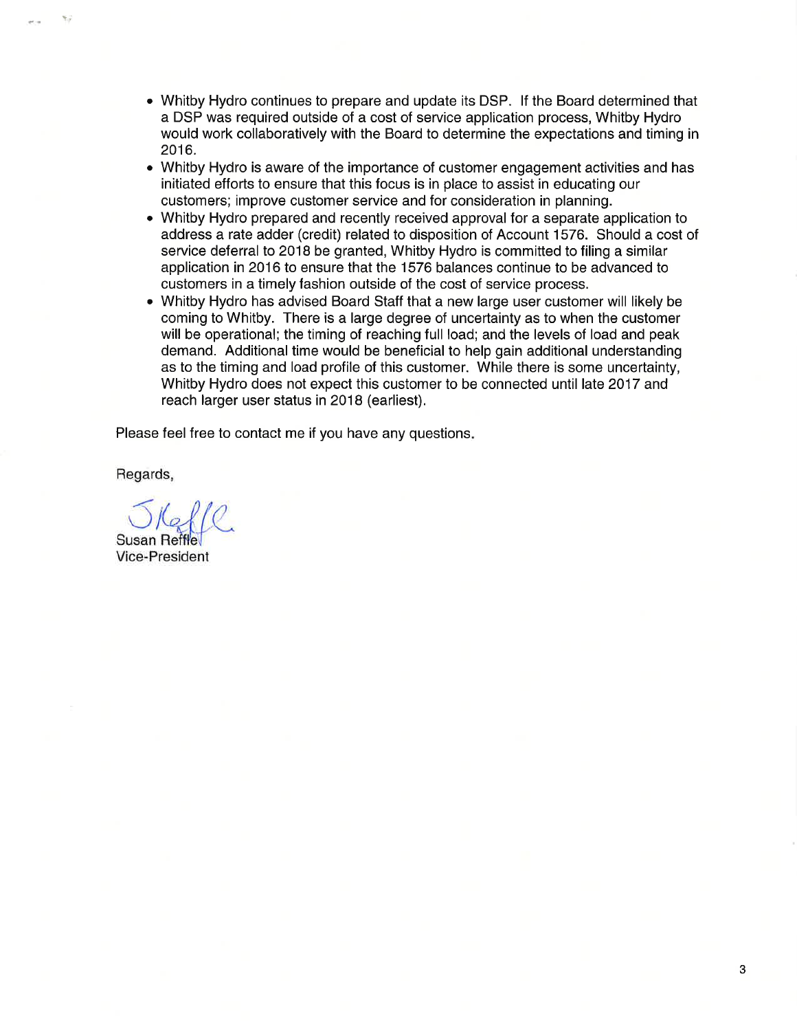- Whitby Hydro continues to prepare and update its DSP. If the Board determined that a DSP was required outside of a cost of service application process, Whitby Hydro would work collaboratively with the Board to determine the expectations and timing in 2016.
- Whitby Hydro is aware of the importance of customer engagement activities and has initiated efforts to ensure that this focus is in place to assist in educating our customers; improve customer service and for consideration in planning.
- Whitby Hydro prepared and recently received approval for a separate application to address a rate adder (credit) related to disposition of Account 1576. Should a cost of service deferral to 2018 be granted, Whitby Hydro is committed to filing a similar application in 2016 to ensure that the 1576 balances continue to be advanced to customers in a timely fashion outside of the cost of service process.
- Whitby Hydro has advised Board Staff that a new large user customer will likely be coming to Whitby. There is a large degree of uncertainty as to when the customer will be operational; the timing of reaching full load; and the levels of load and peak demand. Additional time would be beneficial to help gain additional understanding as to the timing and load profile of this customer. While there is some uncertainty, Whitby Hydro does not expect this customer to be connected until late 2017 and reach larger user status in 2018 (earliest).

Please feel free to contact me if you have any questions.

Regards,

Susan Reffle
Vice-President